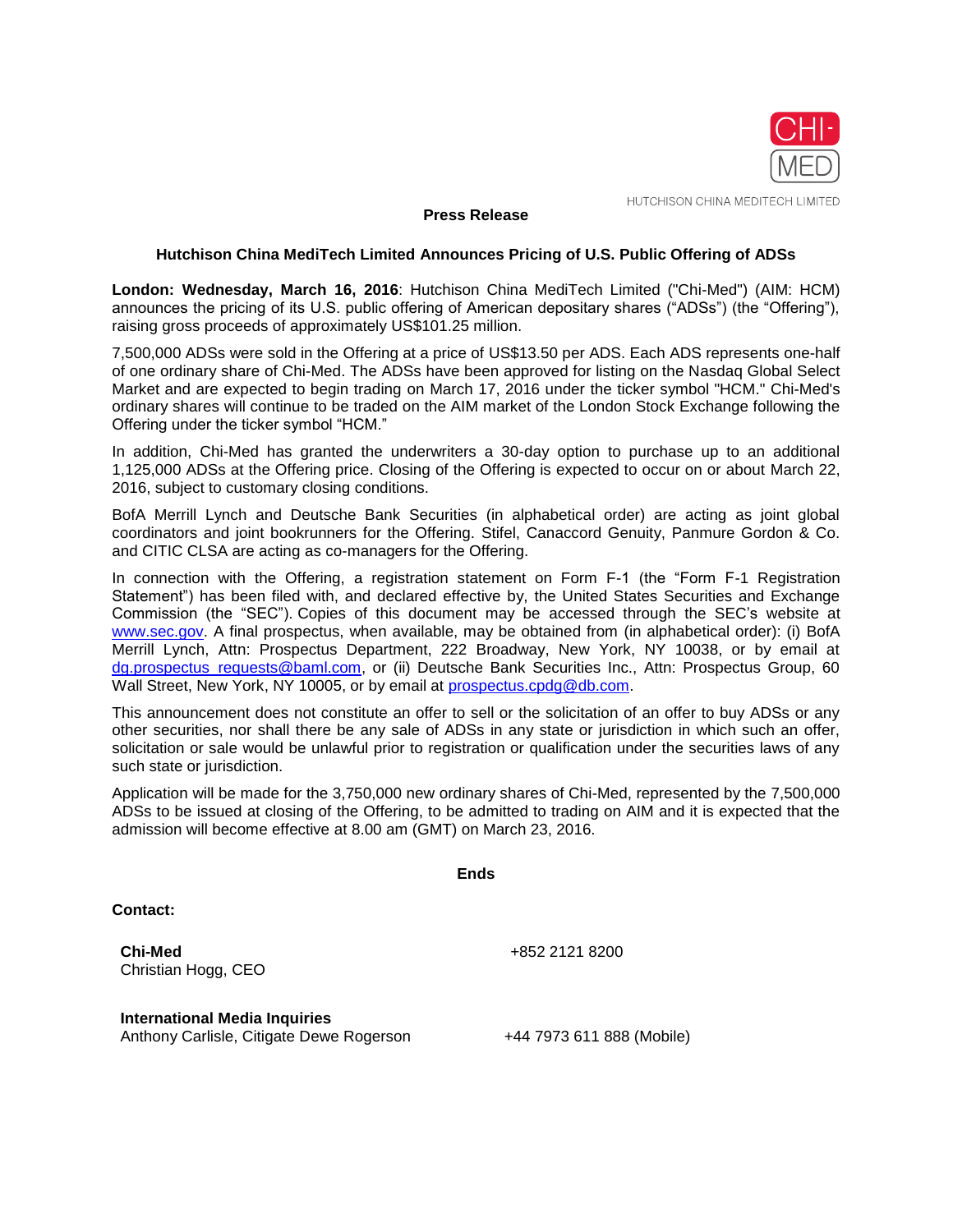CHI-MED

HUTCHISON CHINA MEDITECH LIMITED

**Press Release**

**Hutchison China MediTech Limited Announces Pricing of U.S. Public Offering of ADSs**

**London: Wednesday, March 16, 2016**: Hutchison China MediTech Limited ("Chi-Med") (AIM: HCM) announces the pricing of its U.S. public offering of American depositary shares ("ADSs") (the "Offering"), raising gross proceeds of approximately US$101.25 million.

7,500,000 ADSs were sold in the Offering at a price of US$13.50 per ADS. Each ADS represents one-half of one ordinary share of Chi-Med. The ADSs have been approved for listing on the Nasdaq Global Select Market and are expected to begin trading on March 17, 2016 under the ticker symbol "HCM." Chi-Med's ordinary shares will continue to be traded on the AIM market of the London Stock Exchange following the Offering under the ticker symbol "HCM."

In addition, Chi-Med has granted the underwriters a 30-day option to purchase up to an additional 1,125,000 ADSs at the Offering price. Closing of the Offering is expected to occur on or about March 22, 2016, subject to customary closing conditions.

BofA Merrill Lynch and Deutsche Bank Securities (in alphabetical order) are acting as joint global coordinators and joint bookrunners for the Offering. Stifel, Canaccord Genuity, Panmure Gordon & Co. and CITIC CLSA are acting as co-managers for the Offering.

In connection with the Offering, a registration statement on Form F-1 (the "Form F-1 Registration Statement") has been filed with, and declared effective by, the United States Securities and Exchange Commission (the "SEC"). Copies of this document may be accessed through the SEC's website at www.sec.gov. A final prospectus, when available, may be obtained from (in alphabetical order): (i) BofA Merrill Lynch, Attn: Prospectus Department, 222 Broadway, New York, NY 10038, or by email at dg.prospectus_requests@baml.com, or (ii) Deutsche Bank Securities Inc., Attn: Prospectus Group, 60 Wall Street, New York, NY 10005, or by email at prospectus.cpdg@db.com.

This announcement does not constitute an offer to sell or the solicitation of an offer to buy ADSs or any other securities, nor shall there be any sale of ADSs in any state or jurisdiction in which such an offer, solicitation or sale would be unlawful prior to registration or qualification under the securities laws of any such state or jurisdiction.

Application will be made for the 3,750,000 new ordinary shares of Chi-Med, represented by the 7,500,000 ADSs to be issued at closing of the Offering, to be admitted to trading on AIM and it is expected that the admission will become effective at 8.00 am (GMT) on March 23, 2016.

**Ends**

**Contact:**

**Chi-Med**
Christian Hogg, CEO — +852 2121 8200

**International Media Inquiries**
Anthony Carlisle, Citigate Dewe Rogerson — +44 7973 611 888 (Mobile)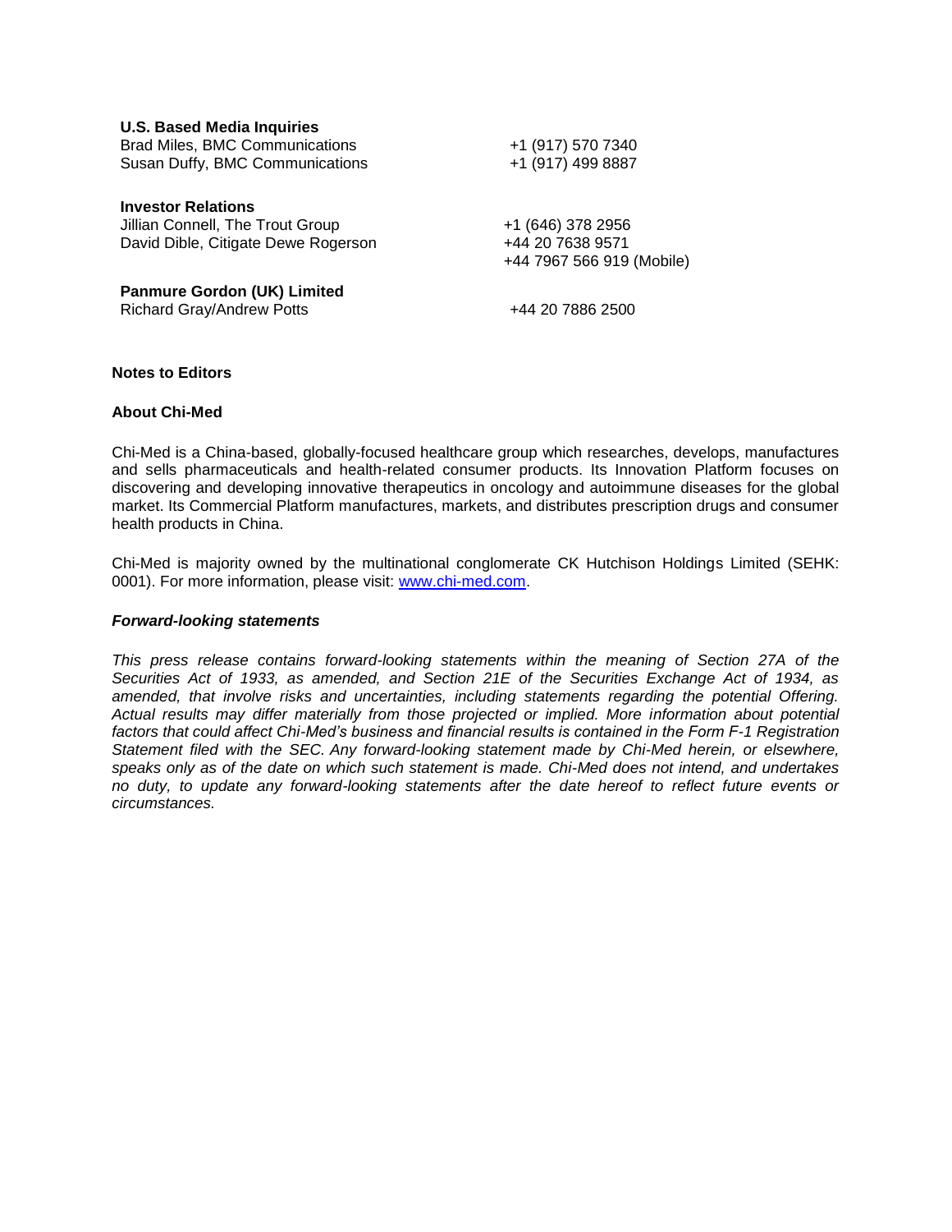| | |
|---|---|
| **U.S. Based Media Inquiries** | |
| Brad Miles, BMC Communications | +1 (917) 570 7340 |
| Susan Duffy, BMC Communications | +1 (917) 499 8887 |
| | |
| **Investor Relations** | |
| Jillian Connell, The Trout Group | +1 (646) 378 2956 |
| David Dible, Citigate Dewe Rogerson | +44 20 7638 9571 |
| | +44 7967 566 919 (Mobile) |
| | |
| **Panmure Gordon (UK) Limited** | |
| Richard Gray/Andrew Potts | +44 20 7886 2500 |

**Notes to Editors**

**About Chi-Med**

Chi-Med is a China-based, globally-focused healthcare group which researches, develops, manufactures and sells pharmaceuticals and health-related consumer products. Its Innovation Platform focuses on discovering and developing innovative therapeutics in oncology and autoimmune diseases for the global market. Its Commercial Platform manufactures, markets, and distributes prescription drugs and consumer health products in China.

Chi-Med is majority owned by the multinational conglomerate CK Hutchison Holdings Limited (SEHK: 0001). For more information, please visit: www.chi-med.com.

***Forward-looking statements***

*This press release contains forward-looking statements within the meaning of Section 27A of the Securities Act of 1933, as amended, and Section 21E of the Securities Exchange Act of 1934, as amended, that involve risks and uncertainties, including statements regarding the potential Offering. Actual results may differ materially from those projected or implied. More information about potential factors that could affect Chi-Med's business and financial results is contained in the Form F-1 Registration Statement filed with the SEC. Any forward-looking statement made by Chi-Med herein, or elsewhere, speaks only as of the date on which such statement is made. Chi-Med does not intend, and undertakes no duty, to update any forward-looking statements after the date hereof to reflect future events or circumstances.*